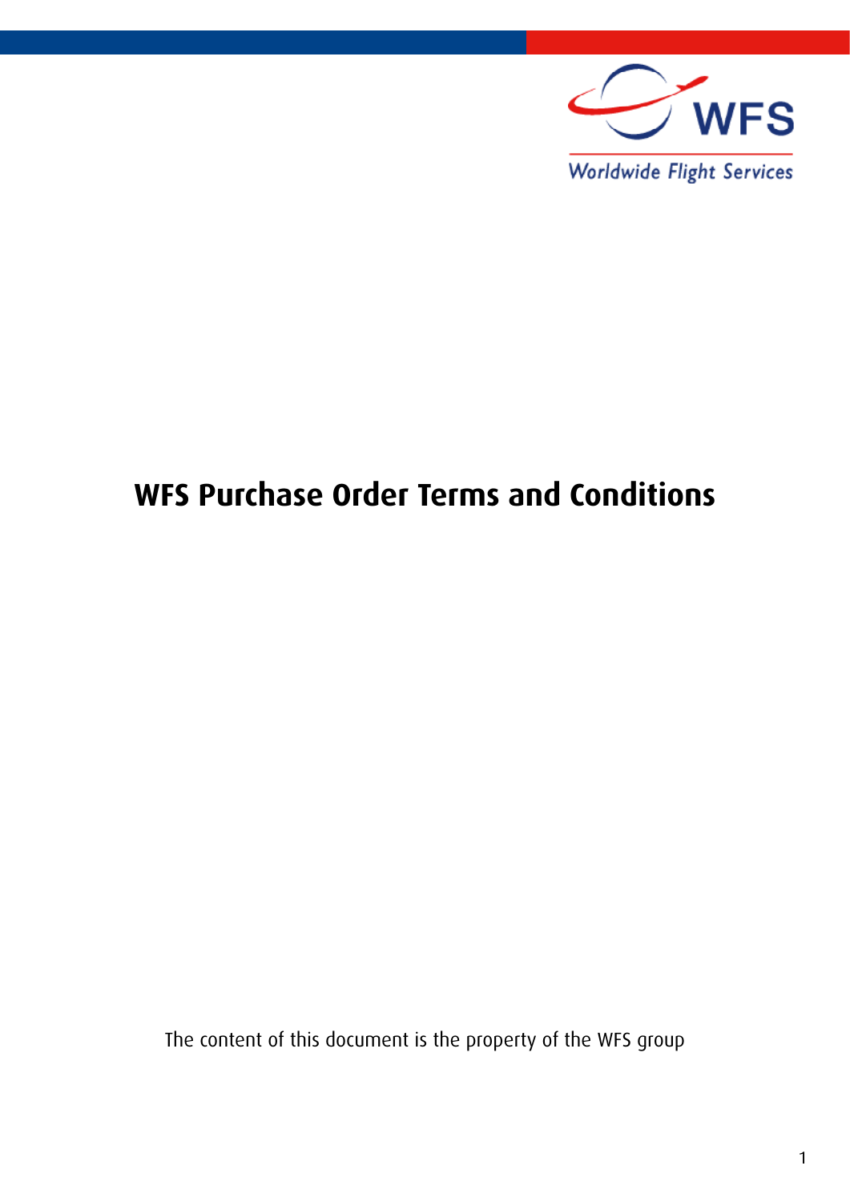WFS

Worldwide Flight Services

# WFS Purchase Order Terms and Conditions

The content of this document is the property of the WFS group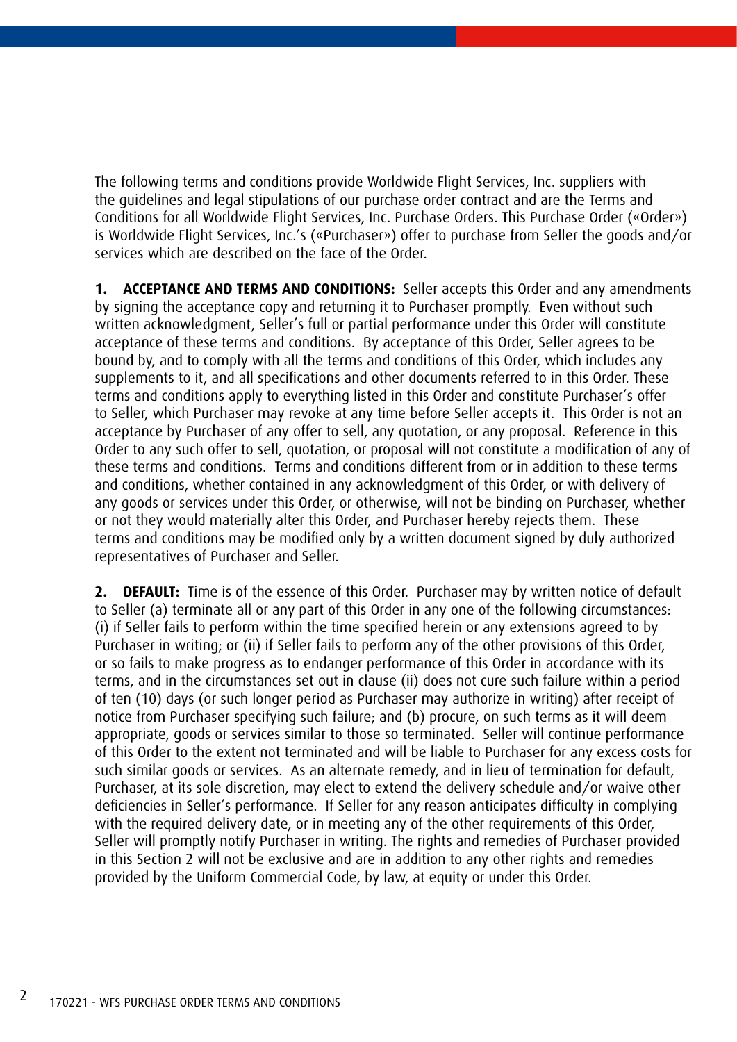The following terms and conditions provide Worldwide Flight Services, Inc. suppliers with the guidelines and legal stipulations of our purchase order contract and are the Terms and Conditions for all Worldwide Flight Services, Inc. Purchase Orders. This Purchase Order («Order») is Worldwide Flight Services, Inc.'s («Purchaser») offer to purchase from Seller the goods and/or services which are described on the face of the Order.

**1. ACCEPTANCE AND TERMS AND CONDITIONS:** Seller accepts this Order and any amendments by signing the acceptance copy and returning it to Purchaser promptly. Even without such written acknowledgment, Seller's full or partial performance under this Order will constitute acceptance of these terms and conditions. By acceptance of this Order, Seller agrees to be bound by, and to comply with all the terms and conditions of this Order, which includes any supplements to it, and all specifications and other documents referred to in this Order. These terms and conditions apply to everything listed in this Order and constitute Purchaser's offer to Seller, which Purchaser may revoke at any time before Seller accepts it. This Order is not an acceptance by Purchaser of any offer to sell, any quotation, or any proposal. Reference in this Order to any such offer to sell, quotation, or proposal will not constitute a modification of any of these terms and conditions. Terms and conditions different from or in addition to these terms and conditions, whether contained in any acknowledgment of this Order, or with delivery of any goods or services under this Order, or otherwise, will not be binding on Purchaser, whether or not they would materially alter this Order, and Purchaser hereby rejects them. These terms and conditions may be modified only by a written document signed by duly authorized representatives of Purchaser and Seller.

**2. DEFAULT:** Time is of the essence of this Order. Purchaser may by written notice of default to Seller (a) terminate all or any part of this Order in any one of the following circumstances: (i) if Seller fails to perform within the time specified herein or any extensions agreed to by Purchaser in writing; or (ii) if Seller fails to perform any of the other provisions of this Order, or so fails to make progress as to endanger performance of this Order in accordance with its terms, and in the circumstances set out in clause (ii) does not cure such failure within a period of ten (10) days (or such longer period as Purchaser may authorize in writing) after receipt of notice from Purchaser specifying such failure; and (b) procure, on such terms as it will deem appropriate, goods or services similar to those so terminated. Seller will continue performance of this Order to the extent not terminated and will be liable to Purchaser for any excess costs for such similar goods or services. As an alternate remedy, and in lieu of termination for default, Purchaser, at its sole discretion, may elect to extend the delivery schedule and/or waive other deficiencies in Seller's performance. If Seller for any reason anticipates difficulty in complying with the required delivery date, or in meeting any of the other requirements of this Order, Seller will promptly notify Purchaser in writing. The rights and remedies of Purchaser provided in this Section 2 will not be exclusive and are in addition to any other rights and remedies provided by the Uniform Commercial Code, by law, at equity or under this Order.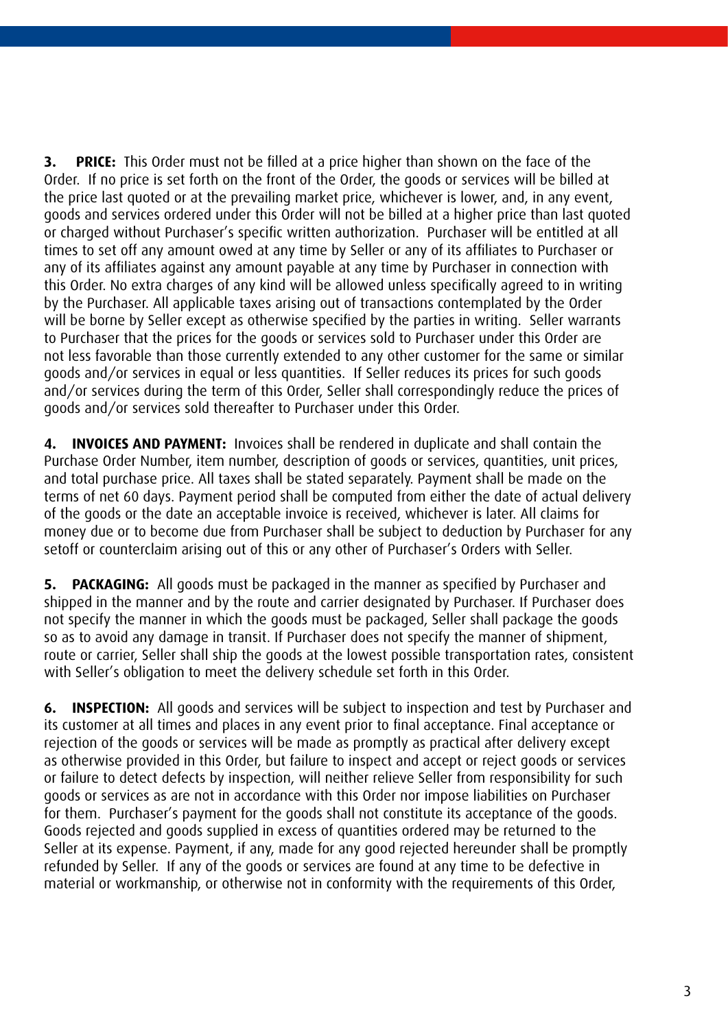**3. PRICE:** This Order must not be filled at a price higher than shown on the face of the Order. If no price is set forth on the front of the Order, the goods or services will be billed at the price last quoted or at the prevailing market price, whichever is lower, and, in any event, goods and services ordered under this Order will not be billed at a higher price than last quoted or charged without Purchaser's specific written authorization. Purchaser will be entitled at all times to set off any amount owed at any time by Seller or any of its affiliates to Purchaser or any of its affiliates against any amount payable at any time by Purchaser in connection with this Order. No extra charges of any kind will be allowed unless specifically agreed to in writing by the Purchaser. All applicable taxes arising out of transactions contemplated by the Order will be borne by Seller except as otherwise specified by the parties in writing. Seller warrants to Purchaser that the prices for the goods or services sold to Purchaser under this Order are not less favorable than those currently extended to any other customer for the same or similar goods and/or services in equal or less quantities. If Seller reduces its prices for such goods and/or services during the term of this Order, Seller shall correspondingly reduce the prices of goods and/or services sold thereafter to Purchaser under this Order.

**4. INVOICES AND PAYMENT:** Invoices shall be rendered in duplicate and shall contain the Purchase Order Number, item number, description of goods or services, quantities, unit prices, and total purchase price. All taxes shall be stated separately. Payment shall be made on the terms of net 60 days. Payment period shall be computed from either the date of actual delivery of the goods or the date an acceptable invoice is received, whichever is later. All claims for money due or to become due from Purchaser shall be subject to deduction by Purchaser for any setoff or counterclaim arising out of this or any other of Purchaser's Orders with Seller.

**5. PACKAGING:** All goods must be packaged in the manner as specified by Purchaser and shipped in the manner and by the route and carrier designated by Purchaser. If Purchaser does not specify the manner in which the goods must be packaged, Seller shall package the goods so as to avoid any damage in transit. If Purchaser does not specify the manner of shipment, route or carrier, Seller shall ship the goods at the lowest possible transportation rates, consistent with Seller's obligation to meet the delivery schedule set forth in this Order.

**6. INSPECTION:** All goods and services will be subject to inspection and test by Purchaser and its customer at all times and places in any event prior to final acceptance. Final acceptance or rejection of the goods or services will be made as promptly as practical after delivery except as otherwise provided in this Order, but failure to inspect and accept or reject goods or services or failure to detect defects by inspection, will neither relieve Seller from responsibility for such goods or services as are not in accordance with this Order nor impose liabilities on Purchaser for them. Purchaser's payment for the goods shall not constitute its acceptance of the goods. Goods rejected and goods supplied in excess of quantities ordered may be returned to the Seller at its expense. Payment, if any, made for any good rejected hereunder shall be promptly refunded by Seller. If any of the goods or services are found at any time to be defective in material or workmanship, or otherwise not in conformity with the requirements of this Order,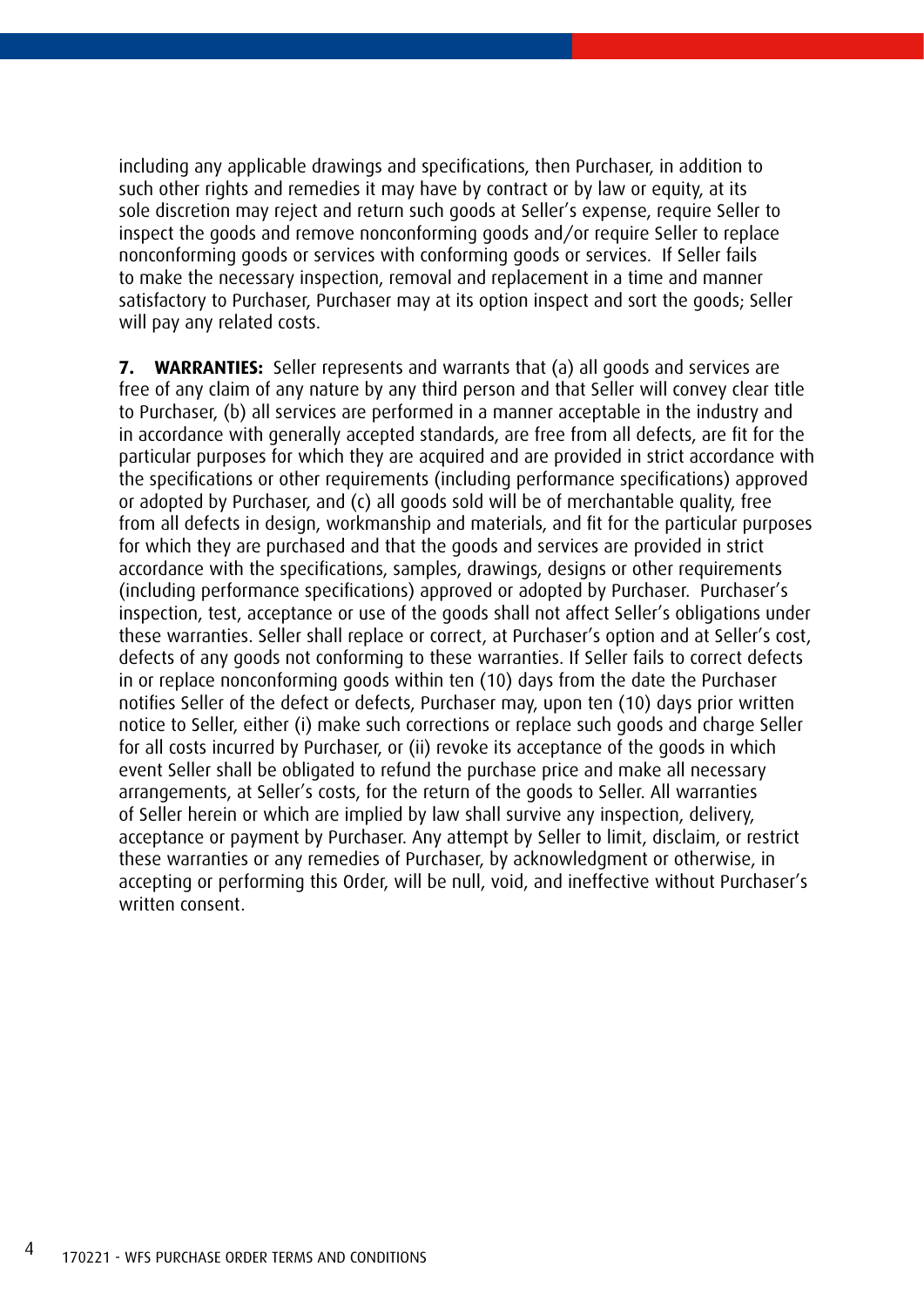including any applicable drawings and specifications, then Purchaser, in addition to such other rights and remedies it may have by contract or by law or equity, at its sole discretion may reject and return such goods at Seller's expense, require Seller to inspect the goods and remove nonconforming goods and/or require Seller to replace nonconforming goods or services with conforming goods or services. If Seller fails to make the necessary inspection, removal and replacement in a time and manner satisfactory to Purchaser, Purchaser may at its option inspect and sort the goods; Seller will pay any related costs.

**7. WARRANTIES:** Seller represents and warrants that (a) all goods and services are free of any claim of any nature by any third person and that Seller will convey clear title to Purchaser, (b) all services are performed in a manner acceptable in the industry and in accordance with generally accepted standards, are free from all defects, are fit for the particular purposes for which they are acquired and are provided in strict accordance with the specifications or other requirements (including performance specifications) approved or adopted by Purchaser, and (c) all goods sold will be of merchantable quality, free from all defects in design, workmanship and materials, and fit for the particular purposes for which they are purchased and that the goods and services are provided in strict accordance with the specifications, samples, drawings, designs or other requirements (including performance specifications) approved or adopted by Purchaser. Purchaser's inspection, test, acceptance or use of the goods shall not affect Seller's obligations under these warranties. Seller shall replace or correct, at Purchaser's option and at Seller's cost, defects of any goods not conforming to these warranties. If Seller fails to correct defects in or replace nonconforming goods within ten (10) days from the date the Purchaser notifies Seller of the defect or defects, Purchaser may, upon ten (10) days prior written notice to Seller, either (i) make such corrections or replace such goods and charge Seller for all costs incurred by Purchaser, or (ii) revoke its acceptance of the goods in which event Seller shall be obligated to refund the purchase price and make all necessary arrangements, at Seller's costs, for the return of the goods to Seller. All warranties of Seller herein or which are implied by law shall survive any inspection, delivery, acceptance or payment by Purchaser. Any attempt by Seller to limit, disclaim, or restrict these warranties or any remedies of Purchaser, by acknowledgment or otherwise, in accepting or performing this Order, will be null, void, and ineffective without Purchaser's written consent.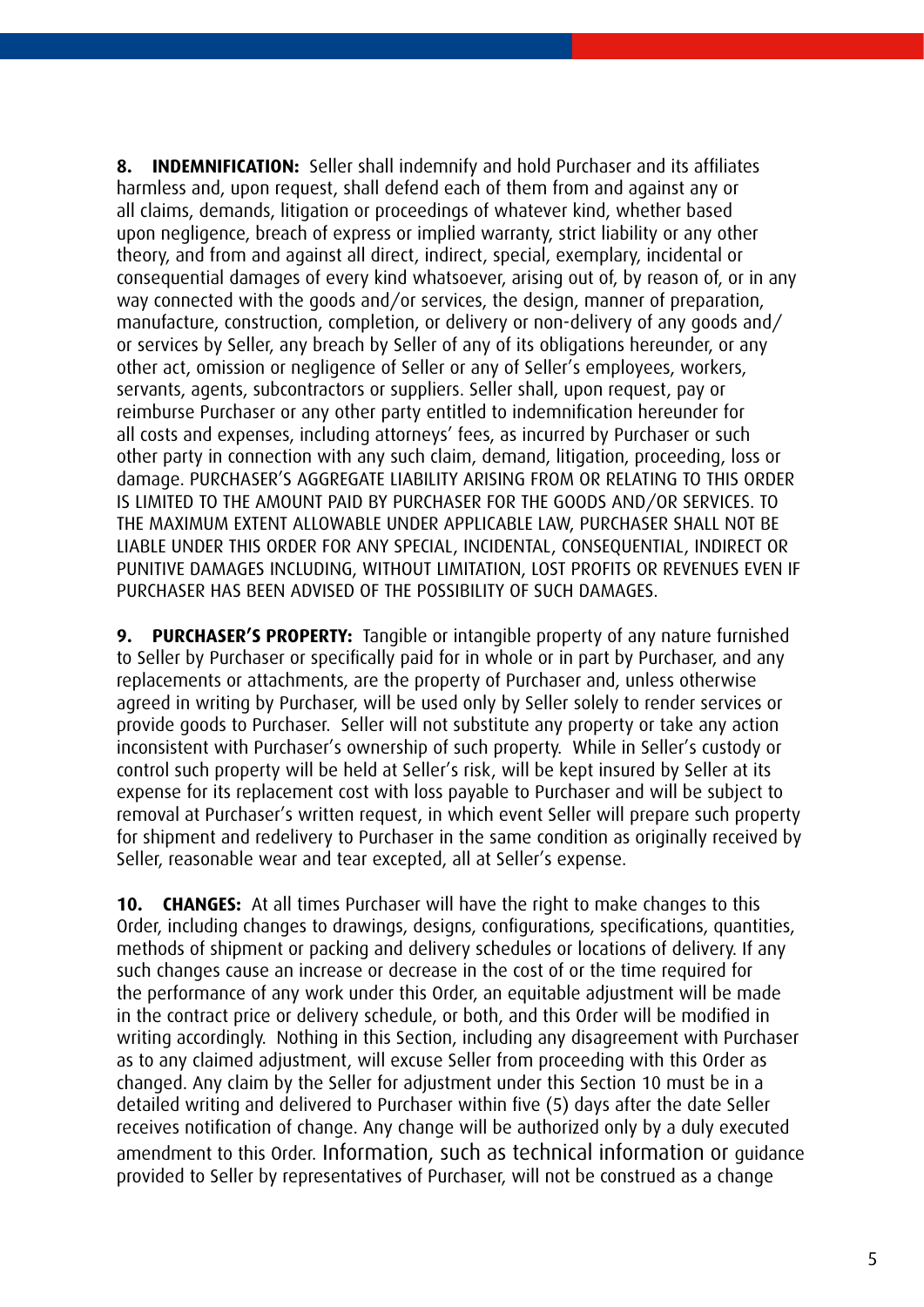**8. INDEMNIFICATION:** Seller shall indemnify and hold Purchaser and its affiliates harmless and, upon request, shall defend each of them from and against any or all claims, demands, litigation or proceedings of whatever kind, whether based upon negligence, breach of express or implied warranty, strict liability or any other theory, and from and against all direct, indirect, special, exemplary, incidental or consequential damages of every kind whatsoever, arising out of, by reason of, or in any way connected with the goods and/or services, the design, manner of preparation, manufacture, construction, completion, or delivery or non-delivery of any goods and/or services by Seller, any breach by Seller of any of its obligations hereunder, or any other act, omission or negligence of Seller or any of Seller's employees, workers, servants, agents, subcontractors or suppliers. Seller shall, upon request, pay or reimburse Purchaser or any other party entitled to indemnification hereunder for all costs and expenses, including attorneys' fees, as incurred by Purchaser or such other party in connection with any such claim, demand, litigation, proceeding, loss or damage. PURCHASER'S AGGREGATE LIABILITY ARISING FROM OR RELATING TO THIS ORDER IS LIMITED TO THE AMOUNT PAID BY PURCHASER FOR THE GOODS AND/OR SERVICES. TO THE MAXIMUM EXTENT ALLOWABLE UNDER APPLICABLE LAW, PURCHASER SHALL NOT BE LIABLE UNDER THIS ORDER FOR ANY SPECIAL, INCIDENTAL, CONSEQUENTIAL, INDIRECT OR PUNITIVE DAMAGES INCLUDING, WITHOUT LIMITATION, LOST PROFITS OR REVENUES EVEN IF PURCHASER HAS BEEN ADVISED OF THE POSSIBILITY OF SUCH DAMAGES.

**9. PURCHASER'S PROPERTY:** Tangible or intangible property of any nature furnished to Seller by Purchaser or specifically paid for in whole or in part by Purchaser, and any replacements or attachments, are the property of Purchaser and, unless otherwise agreed in writing by Purchaser, will be used only by Seller solely to render services or provide goods to Purchaser. Seller will not substitute any property or take any action inconsistent with Purchaser's ownership of such property. While in Seller's custody or control such property will be held at Seller's risk, will be kept insured by Seller at its expense for its replacement cost with loss payable to Purchaser and will be subject to removal at Purchaser's written request, in which event Seller will prepare such property for shipment and redelivery to Purchaser in the same condition as originally received by Seller, reasonable wear and tear excepted, all at Seller's expense.

**10. CHANGES:** At all times Purchaser will have the right to make changes to this Order, including changes to drawings, designs, configurations, specifications, quantities, methods of shipment or packing and delivery schedules or locations of delivery. If any such changes cause an increase or decrease in the cost of or the time required for the performance of any work under this Order, an equitable adjustment will be made in the contract price or delivery schedule, or both, and this Order will be modified in writing accordingly. Nothing in this Section, including any disagreement with Purchaser as to any claimed adjustment, will excuse Seller from proceeding with this Order as changed. Any claim by the Seller for adjustment under this Section 10 must be in a detailed writing and delivered to Purchaser within five (5) days after the date Seller receives notification of change. Any change will be authorized only by a duly executed amendment to this Order. Information, such as technical information or guidance provided to Seller by representatives of Purchaser, will not be construed as a change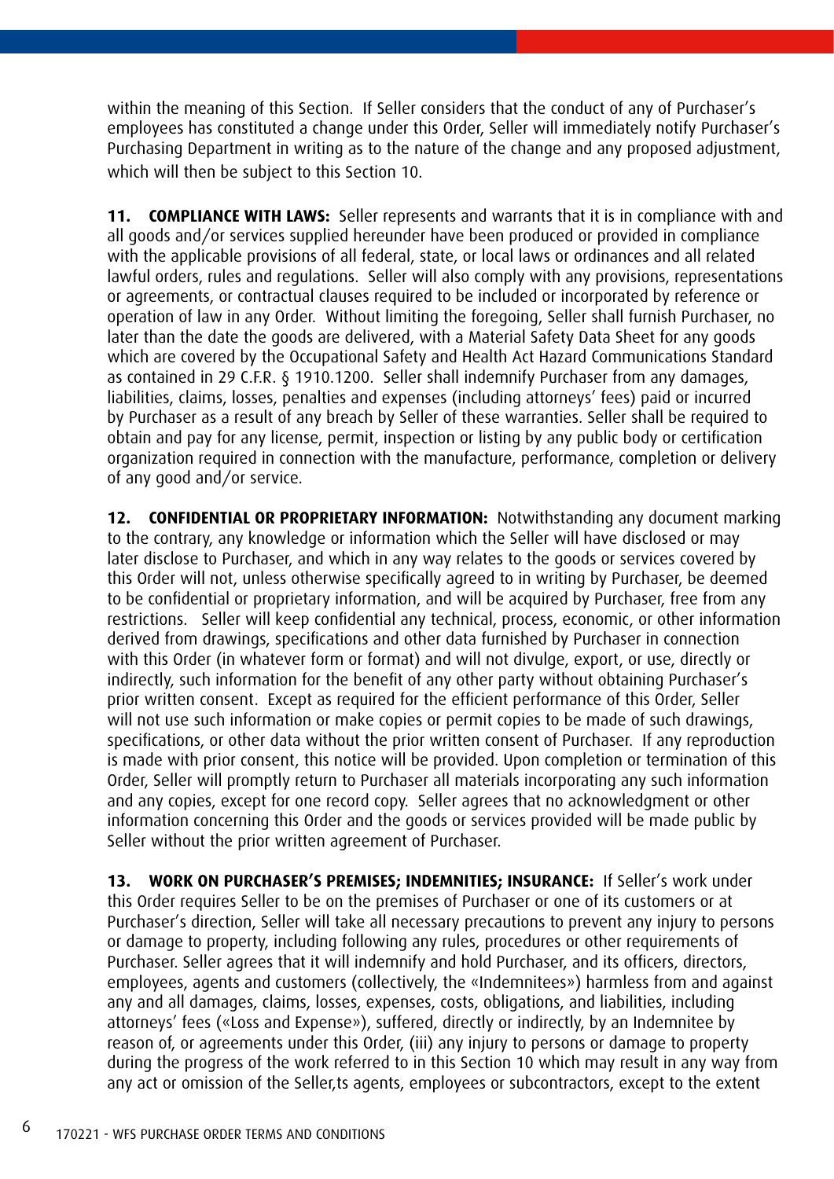within the meaning of this Section. If Seller considers that the conduct of any of Purchaser's employees has constituted a change under this Order, Seller will immediately notify Purchaser's Purchasing Department in writing as to the nature of the change and any proposed adjustment, which will then be subject to this Section 10.

**11. COMPLIANCE WITH LAWS:** Seller represents and warrants that it is in compliance with and all goods and/or services supplied hereunder have been produced or provided in compliance with the applicable provisions of all federal, state, or local laws or ordinances and all related lawful orders, rules and regulations. Seller will also comply with any provisions, representations or agreements, or contractual clauses required to be included or incorporated by reference or operation of law in any Order. Without limiting the foregoing, Seller shall furnish Purchaser, no later than the date the goods are delivered, with a Material Safety Data Sheet for any goods which are covered by the Occupational Safety and Health Act Hazard Communications Standard as contained in 29 C.F.R. § 1910.1200. Seller shall indemnify Purchaser from any damages, liabilities, claims, losses, penalties and expenses (including attorneys' fees) paid or incurred by Purchaser as a result of any breach by Seller of these warranties. Seller shall be required to obtain and pay for any license, permit, inspection or listing by any public body or certification organization required in connection with the manufacture, performance, completion or delivery of any good and/or service.

**12. CONFIDENTIAL OR PROPRIETARY INFORMATION:** Notwithstanding any document marking to the contrary, any knowledge or information which the Seller will have disclosed or may later disclose to Purchaser, and which in any way relates to the goods or services covered by this Order will not, unless otherwise specifically agreed to in writing by Purchaser, be deemed to be confidential or proprietary information, and will be acquired by Purchaser, free from any restrictions. Seller will keep confidential any technical, process, economic, or other information derived from drawings, specifications and other data furnished by Purchaser in connection with this Order (in whatever form or format) and will not divulge, export, or use, directly or indirectly, such information for the benefit of any other party without obtaining Purchaser's prior written consent. Except as required for the efficient performance of this Order, Seller will not use such information or make copies or permit copies to be made of such drawings, specifications, or other data without the prior written consent of Purchaser. If any reproduction is made with prior consent, this notice will be provided. Upon completion or termination of this Order, Seller will promptly return to Purchaser all materials incorporating any such information and any copies, except for one record copy. Seller agrees that no acknowledgment or other information concerning this Order and the goods or services provided will be made public by Seller without the prior written agreement of Purchaser.

**13. WORK ON PURCHASER'S PREMISES; INDEMNITIES; INSURANCE:** If Seller's work under this Order requires Seller to be on the premises of Purchaser or one of its customers or at Purchaser's direction, Seller will take all necessary precautions to prevent any injury to persons or damage to property, including following any rules, procedures or other requirements of Purchaser. Seller agrees that it will indemnify and hold Purchaser, and its officers, directors, employees, agents and customers (collectively, the «Indemnitees») harmless from and against any and all damages, claims, losses, expenses, costs, obligations, and liabilities, including attorneys' fees («Loss and Expense»), suffered, directly or indirectly, by an Indemnitee by reason of, or agreements under this Order, (iii) any injury to persons or damage to property during the progress of the work referred to in this Section 10 which may result in any way from any act or omission of the Seller,ts agents, employees or subcontractors, except to the extent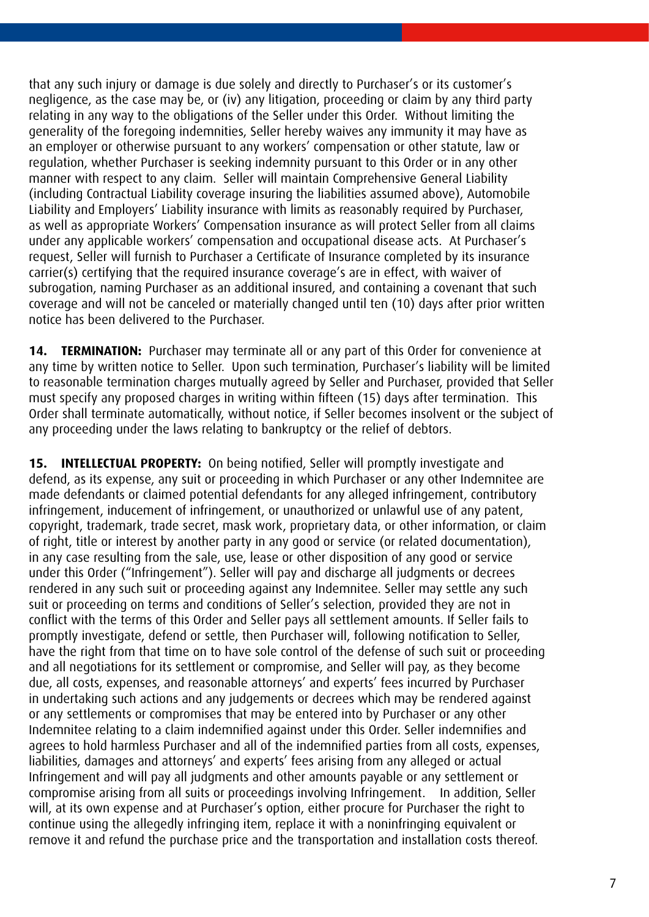that any such injury or damage is due solely and directly to Purchaser's or its customer's negligence, as the case may be, or (iv) any litigation, proceeding or claim by any third party relating in any way to the obligations of the Seller under this Order. Without limiting the generality of the foregoing indemnities, Seller hereby waives any immunity it may have as an employer or otherwise pursuant to any workers' compensation or other statute, law or regulation, whether Purchaser is seeking indemnity pursuant to this Order or in any other manner with respect to any claim. Seller will maintain Comprehensive General Liability (including Contractual Liability coverage insuring the liabilities assumed above), Automobile Liability and Employers' Liability insurance with limits as reasonably required by Purchaser, as well as appropriate Workers' Compensation insurance as will protect Seller from all claims under any applicable workers' compensation and occupational disease acts. At Purchaser's request, Seller will furnish to Purchaser a Certificate of Insurance completed by its insurance carrier(s) certifying that the required insurance coverage's are in effect, with waiver of subrogation, naming Purchaser as an additional insured, and containing a covenant that such coverage and will not be canceled or materially changed until ten (10) days after prior written notice has been delivered to the Purchaser.

**14. TERMINATION:** Purchaser may terminate all or any part of this Order for convenience at any time by written notice to Seller. Upon such termination, Purchaser's liability will be limited to reasonable termination charges mutually agreed by Seller and Purchaser, provided that Seller must specify any proposed charges in writing within fifteen (15) days after termination. This Order shall terminate automatically, without notice, if Seller becomes insolvent or the subject of any proceeding under the laws relating to bankruptcy or the relief of debtors.

**15. INTELLECTUAL PROPERTY:** On being notified, Seller will promptly investigate and defend, as its expense, any suit or proceeding in which Purchaser or any other Indemnitee are made defendants or claimed potential defendants for any alleged infringement, contributory infringement, inducement of infringement, or unauthorized or unlawful use of any patent, copyright, trademark, trade secret, mask work, proprietary data, or other information, or claim of right, title or interest by another party in any good or service (or related documentation), in any case resulting from the sale, use, lease or other disposition of any good or service under this Order ("Infringement"). Seller will pay and discharge all judgments or decrees rendered in any such suit or proceeding against any Indemnitee. Seller may settle any such suit or proceeding on terms and conditions of Seller's selection, provided they are not in conflict with the terms of this Order and Seller pays all settlement amounts. If Seller fails to promptly investigate, defend or settle, then Purchaser will, following notification to Seller, have the right from that time on to have sole control of the defense of such suit or proceeding and all negotiations for its settlement or compromise, and Seller will pay, as they become due, all costs, expenses, and reasonable attorneys' and experts' fees incurred by Purchaser in undertaking such actions and any judgements or decrees which may be rendered against or any settlements or compromises that may be entered into by Purchaser or any other Indemnitee relating to a claim indemnified against under this Order. Seller indemnifies and agrees to hold harmless Purchaser and all of the indemnified parties from all costs, expenses, liabilities, damages and attorneys' and experts' fees arising from any alleged or actual Infringement and will pay all judgments and other amounts payable or any settlement or compromise arising from all suits or proceedings involving Infringement. In addition, Seller will, at its own expense and at Purchaser's option, either procure for Purchaser the right to continue using the allegedly infringing item, replace it with a noninfringing equivalent or remove it and refund the purchase price and the transportation and installation costs thereof.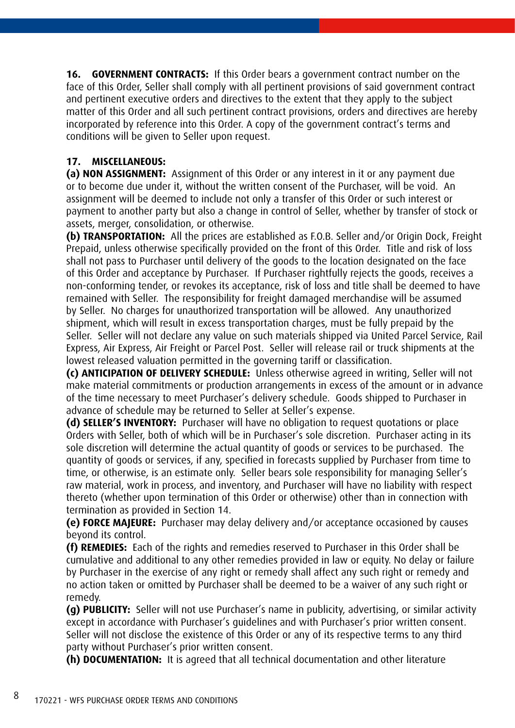**16. GOVERNMENT CONTRACTS:** If this Order bears a government contract number on the face of this Order, Seller shall comply with all pertinent provisions of said government contract and pertinent executive orders and directives to the extent that they apply to the subject matter of this Order and all such pertinent contract provisions, orders and directives are hereby incorporated by reference into this Order. A copy of the government contract's terms and conditions will be given to Seller upon request.

**17. MISCELLANEOUS:**

**(a) NON ASSIGNMENT:** Assignment of this Order or any interest in it or any payment due or to become due under it, without the written consent of the Purchaser, will be void. An assignment will be deemed to include not only a transfer of this Order or such interest or payment to another party but also a change in control of Seller, whether by transfer of stock or assets, merger, consolidation, or otherwise.

**(b) TRANSPORTATION:** All the prices are established as F.O.B. Seller and/or Origin Dock, Freight Prepaid, unless otherwise specifically provided on the front of this Order. Title and risk of loss shall not pass to Purchaser until delivery of the goods to the location designated on the face of this Order and acceptance by Purchaser. If Purchaser rightfully rejects the goods, receives a non-conforming tender, or revokes its acceptance, risk of loss and title shall be deemed to have remained with Seller. The responsibility for freight damaged merchandise will be assumed by Seller. No charges for unauthorized transportation will be allowed. Any unauthorized shipment, which will result in excess transportation charges, must be fully prepaid by the Seller. Seller will not declare any value on such materials shipped via United Parcel Service, Rail Express, Air Express, Air Freight or Parcel Post. Seller will release rail or truck shipments at the lowest released valuation permitted in the governing tariff or classification.

**(c) ANTICIPATION OF DELIVERY SCHEDULE:** Unless otherwise agreed in writing, Seller will not make material commitments or production arrangements in excess of the amount or in advance of the time necessary to meet Purchaser's delivery schedule. Goods shipped to Purchaser in advance of schedule may be returned to Seller at Seller's expense.

**(d) SELLER'S INVENTORY:** Purchaser will have no obligation to request quotations or place Orders with Seller, both of which will be in Purchaser's sole discretion. Purchaser acting in its sole discretion will determine the actual quantity of goods or services to be purchased. The quantity of goods or services, if any, specified in forecasts supplied by Purchaser from time to time, or otherwise, is an estimate only. Seller bears sole responsibility for managing Seller's raw material, work in process, and inventory, and Purchaser will have no liability with respect thereto (whether upon termination of this Order or otherwise) other than in connection with termination as provided in Section 14.

**(e) FORCE MAJEURE:** Purchaser may delay delivery and/or acceptance occasioned by causes beyond its control.

**(f) REMEDIES:** Each of the rights and remedies reserved to Purchaser in this Order shall be cumulative and additional to any other remedies provided in law or equity. No delay or failure by Purchaser in the exercise of any right or remedy shall affect any such right or remedy and no action taken or omitted by Purchaser shall be deemed to be a waiver of any such right or remedy.

**(g) PUBLICITY:** Seller will not use Purchaser's name in publicity, advertising, or similar activity except in accordance with Purchaser's guidelines and with Purchaser's prior written consent. Seller will not disclose the existence of this Order or any of its respective terms to any third party without Purchaser's prior written consent.

**(h) DOCUMENTATION:** It is agreed that all technical documentation and other literature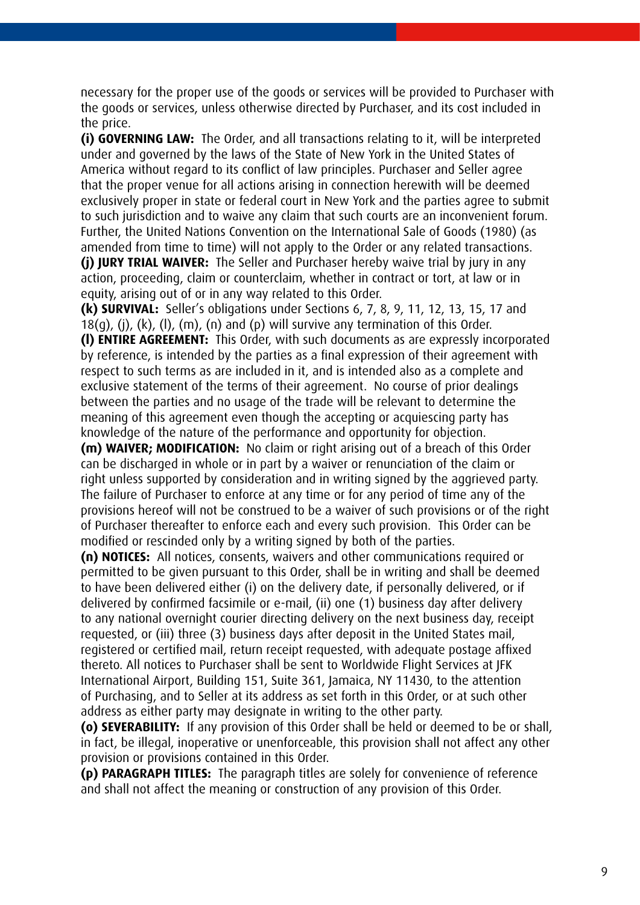necessary for the proper use of the goods or services will be provided to Purchaser with the goods or services, unless otherwise directed by Purchaser, and its cost included in the price.

**(i) GOVERNING LAW:** The Order, and all transactions relating to it, will be interpreted under and governed by the laws of the State of New York in the United States of America without regard to its conflict of law principles. Purchaser and Seller agree that the proper venue for all actions arising in connection herewith will be deemed exclusively proper in state or federal court in New York and the parties agree to submit to such jurisdiction and to waive any claim that such courts are an inconvenient forum. Further, the United Nations Convention on the International Sale of Goods (1980) (as amended from time to time) will not apply to the Order or any related transactions.

**(j) JURY TRIAL WAIVER:** The Seller and Purchaser hereby waive trial by jury in any action, proceeding, claim or counterclaim, whether in contract or tort, at law or in equity, arising out of or in any way related to this Order.

**(k) SURVIVAL:** Seller's obligations under Sections 6, 7, 8, 9, 11, 12, 13, 15, 17 and 18(g), (j), (k), (l), (m), (n) and (p) will survive any termination of this Order.

**(l) ENTIRE AGREEMENT:** This Order, with such documents as are expressly incorporated by reference, is intended by the parties as a final expression of their agreement with respect to such terms as are included in it, and is intended also as a complete and exclusive statement of the terms of their agreement. No course of prior dealings between the parties and no usage of the trade will be relevant to determine the meaning of this agreement even though the accepting or acquiescing party has knowledge of the nature of the performance and opportunity for objection.

**(m) WAIVER; MODIFICATION:** No claim or right arising out of a breach of this Order can be discharged in whole or in part by a waiver or renunciation of the claim or right unless supported by consideration and in writing signed by the aggrieved party. The failure of Purchaser to enforce at any time or for any period of time any of the provisions hereof will not be construed to be a waiver of such provisions or of the right of Purchaser thereafter to enforce each and every such provision. This Order can be modified or rescinded only by a writing signed by both of the parties.

**(n) NOTICES:** All notices, consents, waivers and other communications required or permitted to be given pursuant to this Order, shall be in writing and shall be deemed to have been delivered either (i) on the delivery date, if personally delivered, or if delivered by confirmed facsimile or e-mail, (ii) one (1) business day after delivery to any national overnight courier directing delivery on the next business day, receipt requested, or (iii) three (3) business days after deposit in the United States mail, registered or certified mail, return receipt requested, with adequate postage affixed thereto. All notices to Purchaser shall be sent to Worldwide Flight Services at JFK International Airport, Building 151, Suite 361, Jamaica, NY 11430, to the attention of Purchasing, and to Seller at its address as set forth in this Order, or at such other address as either party may designate in writing to the other party.

**(o) SEVERABILITY:** If any provision of this Order shall be held or deemed to be or shall, in fact, be illegal, inoperative or unenforceable, this provision shall not affect any other provision or provisions contained in this Order.

**(p) PARAGRAPH TITLES:** The paragraph titles are solely for convenience of reference and shall not affect the meaning or construction of any provision of this Order.